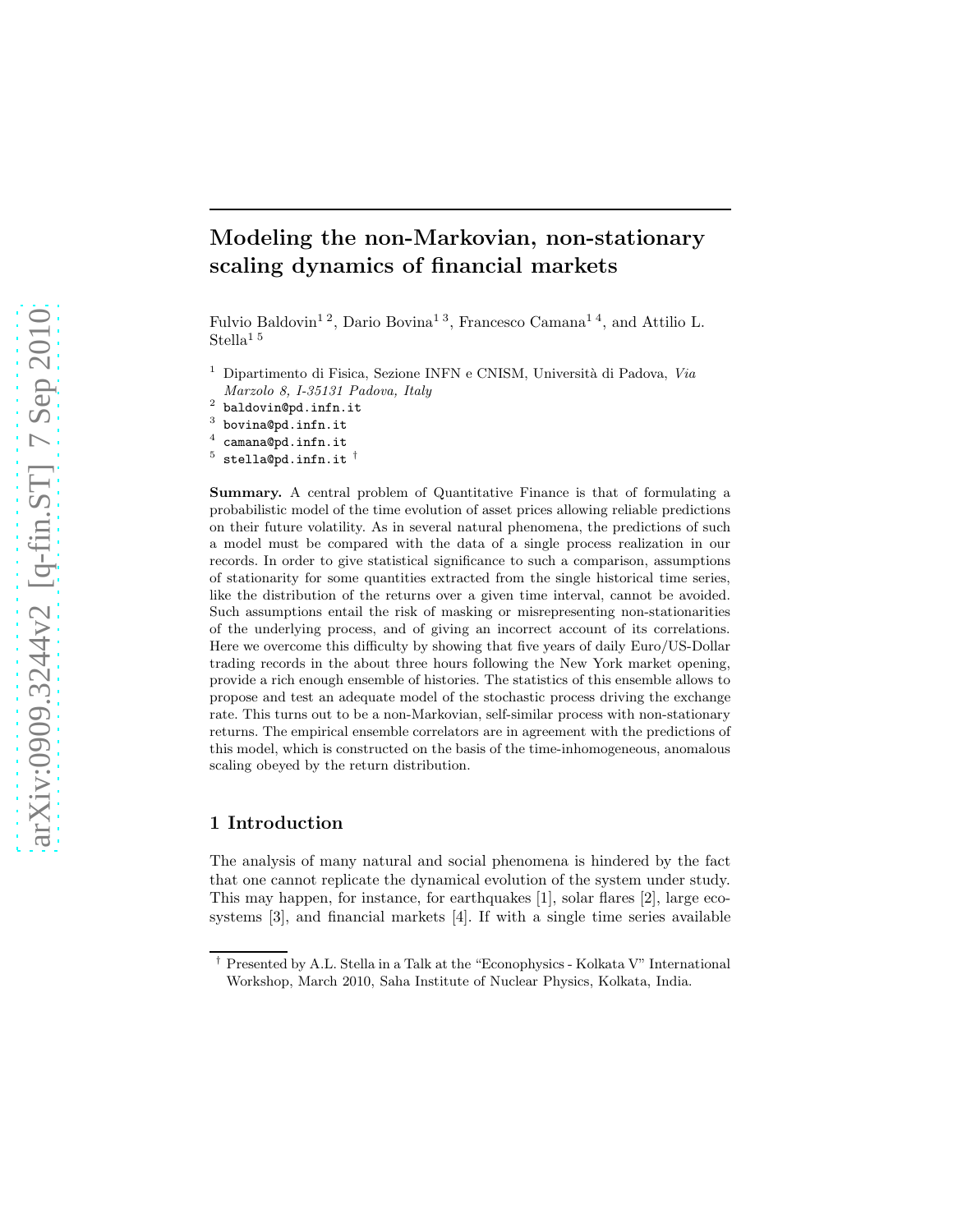# Modeling the non-Markovian, non-stationary scaling dynamics of financial markets

Fulvio Baldovin[1 2], Dario Bovina[1 3], Francesco Camana[1 4], and Attilio L. Stella[1 5]

[1] Dipartimento di Fisica, Sezione INFN e CNISM, Università di Padova, *Via Marzolo 8, I-35131 Padova, Italy*
[2] baldovin@pd.infn.it
[3] bovina@pd.infn.it
[4] camana@pd.infn.it
[5] stella@pd.infn.it [†]

**Summary.** A central problem of Quantitative Finance is that of formulating a probabilistic model of the time evolution of asset prices allowing reliable predictions on their future volatility. As in several natural phenomena, the predictions of such a model must be compared with the data of a single process realization in our records. In order to give statistical significance to such a comparison, assumptions of stationarity for some quantities extracted from the single historical time series, like the distribution of the returns over a given time interval, cannot be avoided. Such assumptions entail the risk of masking or misrepresenting non-stationarities of the underlying process, and of giving an incorrect account of its correlations. Here we overcome this difficulty by showing that five years of daily Euro/US-Dollar trading records in the about three hours following the New York market opening, provide a rich enough ensemble of histories. The statistics of this ensemble allows to propose and test an adequate model of the stochastic process driving the exchange rate. This turns out to be a non-Markovian, self-similar process with non-stationary returns. The empirical ensemble correlators are in agreement with the predictions of this model, which is constructed on the basis of the time-inhomogeneous, anomalous scaling obeyed by the return distribution.

## 1 Introduction

The analysis of many natural and social phenomena is hindered by the fact that one cannot replicate the dynamical evolution of the system under study. This may happen, for instance, for earthquakes [1], solar flares [2], large ecosystems [3], and financial markets [4]. If with a single time series available

[†] Presented by A.L. Stella in a Talk at the "Econophysics - Kolkata V" International Workshop, March 2010, Saha Institute of Nuclear Physics, Kolkata, India.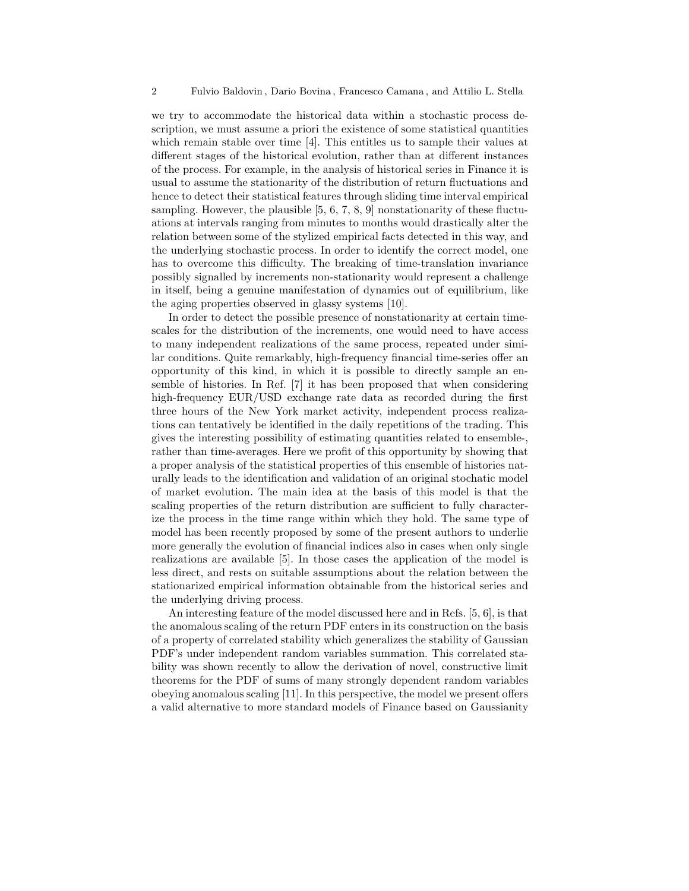we try to accommodate the historical data within a stochastic process description, we must assume a priori the existence of some statistical quantities which remain stable over time [4]. This entitles us to sample their values at different stages of the historical evolution, rather than at different instances of the process. For example, in the analysis of historical series in Finance it is usual to assume the stationarity of the distribution of return fluctuations and hence to detect their statistical features through sliding time interval empirical sampling. However, the plausible [5, 6, 7, 8, 9] nonstationarity of these fluctuations at intervals ranging from minutes to months would drastically alter the relation between some of the stylized empirical facts detected in this way, and the underlying stochastic process. In order to identify the correct model, one has to overcome this difficulty. The breaking of time-translation invariance possibly signalled by increments non-stationarity would represent a challenge in itself, being a genuine manifestation of dynamics out of equilibrium, like the aging properties observed in glassy systems [10].

In order to detect the possible presence of nonstationarity at certain timescales for the distribution of the increments, one would need to have access to many independent realizations of the same process, repeated under similar conditions. Quite remarkably, high-frequency financial time-series offer an opportunity of this kind, in which it is possible to directly sample an ensemble of histories. In Ref. [7] it has been proposed that when considering high-frequency EUR/USD exchange rate data as recorded during the first three hours of the New York market activity, independent process realizations can tentatively be identified in the daily repetitions of the trading. This gives the interesting possibility of estimating quantities related to ensemble-, rather than time-averages. Here we profit of this opportunity by showing that a proper analysis of the statistical properties of this ensemble of histories naturally leads to the identification and validation of an original stochatic model of market evolution. The main idea at the basis of this model is that the scaling properties of the return distribution are sufficient to fully characterize the process in the time range within which they hold. The same type of model has been recently proposed by some of the present authors to underlie more generally the evolution of financial indices also in cases when only single realizations are available [5]. In those cases the application of the model is less direct, and rests on suitable assumptions about the relation between the stationarized empirical information obtainable from the historical series and the underlying driving process.

An interesting feature of the model discussed here and in Refs. [5, 6], is that the anomalous scaling of the return PDF enters in its construction on the basis of a property of correlated stability which generalizes the stability of Gaussian PDF's under independent random variables summation. This correlated stability was shown recently to allow the derivation of novel, constructive limit theorems for the PDF of sums of many strongly dependent random variables obeying anomalous scaling [11]. In this perspective, the model we present offers a valid alternative to more standard models of Finance based on Gaussianity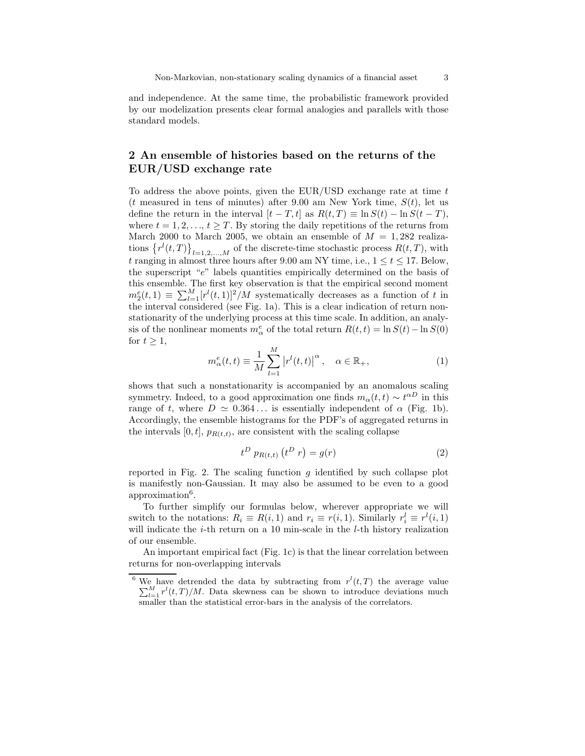and independence. At the same time, the probabilistic framework provided by our modelization presents clear formal analogies and parallels with those standard models.

## 2 An ensemble of histories based on the returns of the EUR/USD exchange rate

To address the above points, given the EUR/USD exchange rate at time $t$ ($t$ measured in tens of minutes) after 9.00 am New York time, $S(t)$, let us define the return in the interval $[t-T, t]$ as $R(t,T) \equiv \ln S(t) - \ln S(t-T)$, where $t = 1, 2, \ldots$, $t \geq T$. By storing the daily repetitions of the returns from March 2000 to March 2005, we obtain an ensemble of $M = 1,282$ realizations $\left\{r^l(t,T)\right\}_{l=1,2,\ldots,M}$ of the discrete-time stochastic process $R(t,T)$, with $t$ ranging in almost three hours after 9.00 am NY time, i.e., $1 \leq t \leq 17$. Below, the superscript "$e$" labels quantities empirically determined on the basis of this ensemble. The first key observation is that the empirical second moment $m_2^e(t,1) \equiv \sum_{l=1}^{M}[r^l(t,1)]^2/M$ systematically decreases as a function of $t$ in the interval considered (see Fig. 1a). This is a clear indication of return nonstationarity of the underlying process at this time scale. In addition, an analysis of the nonlinear moments $m_\alpha^e$ of the total return $R(t,t) = \ln S(t) - \ln S(0)$ for $t \geq 1$,

$$m_\alpha^e(t,t) \equiv \frac{1}{M} \sum_{l=1}^{M} \left| r^l(t,t) \right|^\alpha , \quad \alpha \in \mathbb{R}_+, \tag{1}$$

shows that such a nonstationarity is accompanied by an anomalous scaling symmetry. Indeed, to a good approximation one finds $m_\alpha(t,t) \sim t^{\alpha D}$ in this range of $t$, where $D \simeq 0.364\ldots$ is essentially independent of $\alpha$ (Fig. 1b). Accordingly, the ensemble histograms for the PDF's of aggregated returns in the intervals $[0,t]$, $p_{R(t,t)}$, are consistent with the scaling collapse

$$t^D \, p_{R(t,t)} \left( t^D \, r \right) = g(r) \tag{2}$$

reported in Fig. 2. The scaling function $g$ identified by such collapse plot is manifestly non-Gaussian. It may also be assumed to be even to a good approximation[6].

To further simplify our formulas below, wherever appropriate we will switch to the notations: $R_i \equiv R(i,1)$ and $r_i \equiv r(i,1)$. Similarly $r_i^l \equiv r^l(i,1)$ will indicate the $i$-th return on a 10 min-scale in the $l$-th history realization of our ensemble.

An important empirical fact (Fig. 1c) is that the linear correlation between returns for non-overlapping intervals

---

[6] We have detrended the data by subtracting from $r^l(t,T)$ the average value $\sum_{l=1}^{M} r^l(t,T)/M$. Data skewness can be shown to introduce deviations much smaller than the statistical error-bars in the analysis of the correlators.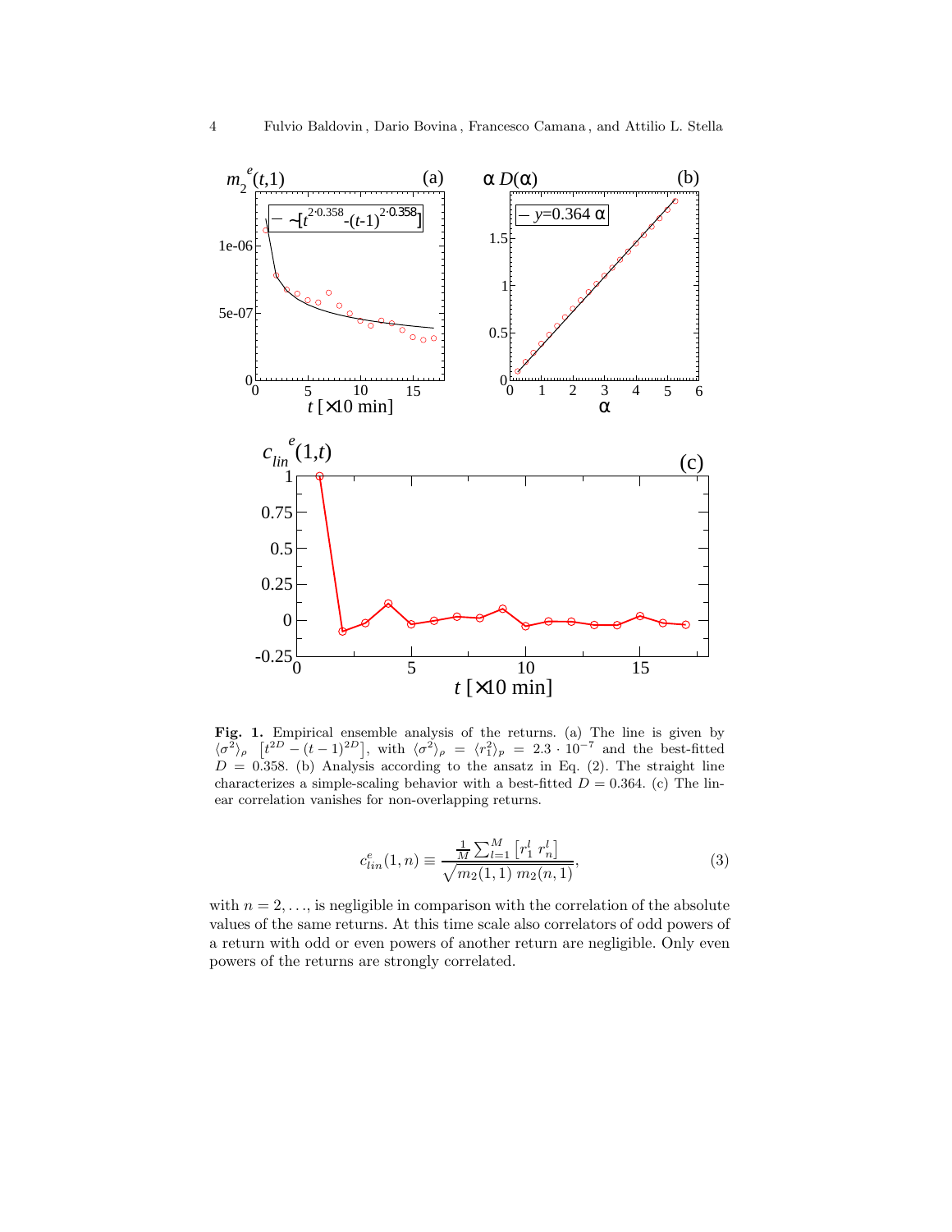**Fig. 1.** Empirical ensemble analysis of the returns. (a) The line is given by $\langle\sigma^2\rangle_\rho \; \left[t^{2D} - (t-1)^{2D}\right]$, with $\langle\sigma^2\rangle_\rho = \langle r_1^2\rangle_p = 2.3 \cdot 10^{-7}$ and the best-fitted $D = 0.358$. (b) Analysis according to the ansatz in Eq. (2). The straight line characterizes a simple-scaling behavior with a best-fitted $D = 0.364$. (c) The linear correlation vanishes for non-overlapping returns.

$$c^e_{lin}(1,n) \equiv \frac{\frac{1}{M}\sum_{l=1}^{M}\left[r_1^l \; r_n^l\right]}{\sqrt{m_2(1,1)\; m_2(n,1)}}, \tag{3}$$

with $n = 2, \ldots$, is negligible in comparison with the correlation of the absolute values of the same returns. At this time scale also correlators of odd powers of a return with odd or even powers of another return are negligible. Only even powers of the returns are strongly correlated.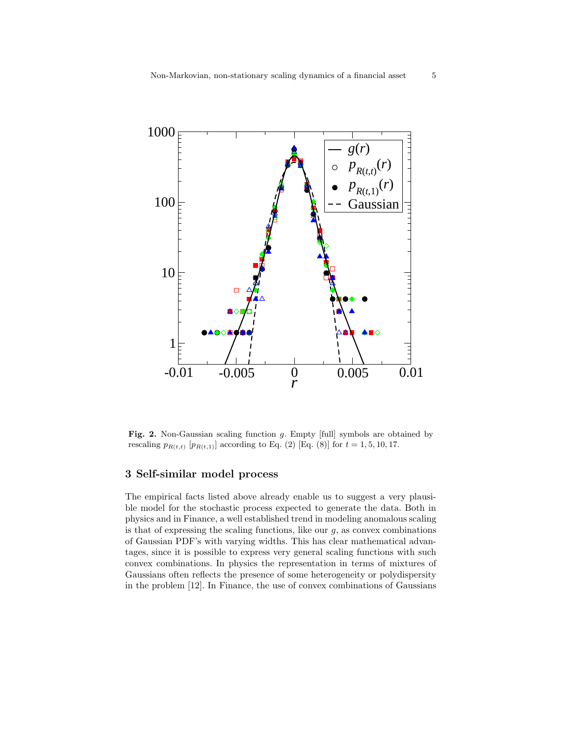**Fig. 2.** Non-Gaussian scaling function $g$. Empty [full] symbols are obtained by rescaling $p_{R(t,t)}$ [$p_{R(t,1)}$] according to Eq. (2) [Eq. (8)] for $t = 1, 5, 10, 17$.

## 3 Self-similar model process

The empirical facts listed above already enable us to suggest a very plausible model for the stochastic process expected to generate the data. Both in physics and in Finance, a well established trend in modeling anomalous scaling is that of expressing the scaling functions, like our $g$, as convex combinations of Gaussian PDF's with varying widths. This has clear mathematical advantages, since it is possible to express very general scaling functions with such convex combinations. In physics the representation in terms of mixtures of Gaussians often reflects the presence of some heterogeneity or polydispersity in the problem [12]. In Finance, the use of convex combinations of Gaussians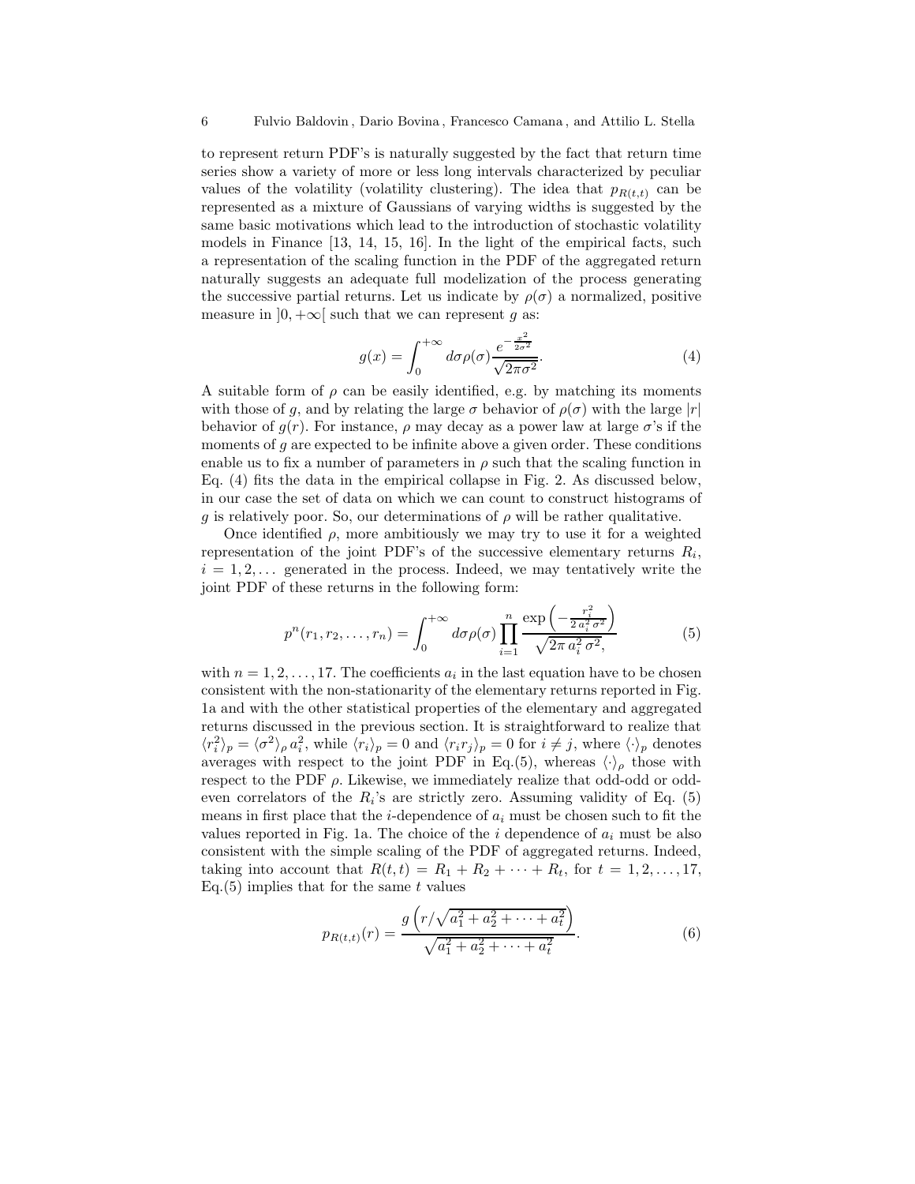to represent return PDF's is naturally suggested by the fact that return time series show a variety of more or less long intervals characterized by peculiar values of the volatility (volatility clustering). The idea that $p_{R(t,t)}$ can be represented as a mixture of Gaussians of varying widths is suggested by the same basic motivations which lead to the introduction of stochastic volatility models in Finance [13, 14, 15, 16]. In the light of the empirical facts, such a representation of the scaling function in the PDF of the aggregated return naturally suggests an adequate full modelization of the process generating the successive partial returns. Let us indicate by $\rho(\sigma)$ a normalized, positive measure in $]0, +\infty[$ such that we can represent $g$ as:

$$g(x) = \int_0^{+\infty} d\sigma \rho(\sigma) \frac{e^{-\frac{x^2}{2\sigma^2}}}{\sqrt{2\pi\sigma^2}}. \tag{4}$$

A suitable form of $\rho$ can be easily identified, e.g. by matching its moments with those of $g$, and by relating the large $\sigma$ behavior of $\rho(\sigma)$ with the large $|r|$ behavior of $g(r)$. For instance, $\rho$ may decay as a power law at large $\sigma$'s if the moments of $g$ are expected to be infinite above a given order. These conditions enable us to fix a number of parameters in $\rho$ such that the scaling function in Eq. (4) fits the data in the empirical collapse in Fig. 2. As discussed below, in our case the set of data on which we can count to construct histograms of $g$ is relatively poor. So, our determinations of $\rho$ will be rather qualitative.

Once identified $\rho$, more ambitiously we may try to use it for a weighted representation of the joint PDF's of the successive elementary returns $R_i$, $i = 1, 2, \ldots$ generated in the process. Indeed, we may tentatively write the joint PDF of these returns in the following form:

$$p^n(r_1, r_2, \ldots, r_n) = \int_0^{+\infty} d\sigma \rho(\sigma) \prod_{i=1}^{n} \frac{\exp\left(-\frac{r_i^2}{2\,a_i^2\,\sigma^2}\right)}{\sqrt{2\pi\,a_i^2\,\sigma^2}}, \tag{5}$$

with $n = 1, 2, \ldots, 17$. The coefficients $a_i$ in the last equation have to be chosen consistent with the non-stationarity of the elementary returns reported in Fig. 1a and with the other statistical properties of the elementary and aggregated returns discussed in the previous section. It is straightforward to realize that $\langle r_i^2 \rangle_p = \langle \sigma^2 \rangle_\rho \, a_i^2$, while $\langle r_i \rangle_p = 0$ and $\langle r_i r_j \rangle_p = 0$ for $i \neq j$, where $\langle \cdot \rangle_p$ denotes averages with respect to the joint PDF in Eq.(5), whereas $\langle \cdot \rangle_\rho$ those with respect to the PDF $\rho$. Likewise, we immediately realize that odd-odd or odd-even correlators of the $R_i$'s are strictly zero. Assuming validity of Eq. (5) means in first place that the $i$-dependence of $a_i$ must be chosen such to fit the values reported in Fig. 1a. The choice of the $i$ dependence of $a_i$ must be also consistent with the simple scaling of the PDF of aggregated returns. Indeed, taking into account that $R(t,t) = R_1 + R_2 + \cdots + R_t$, for $t = 1, 2, \ldots, 17$, Eq.(5) implies that for the same $t$ values

$$p_{R(t,t)}(r) = \frac{g\left(r/\sqrt{a_1^2 + a_2^2 + \cdots + a_t^2}\right)}{\sqrt{a_1^2 + a_2^2 + \cdots + a_t^2}}. \tag{6}$$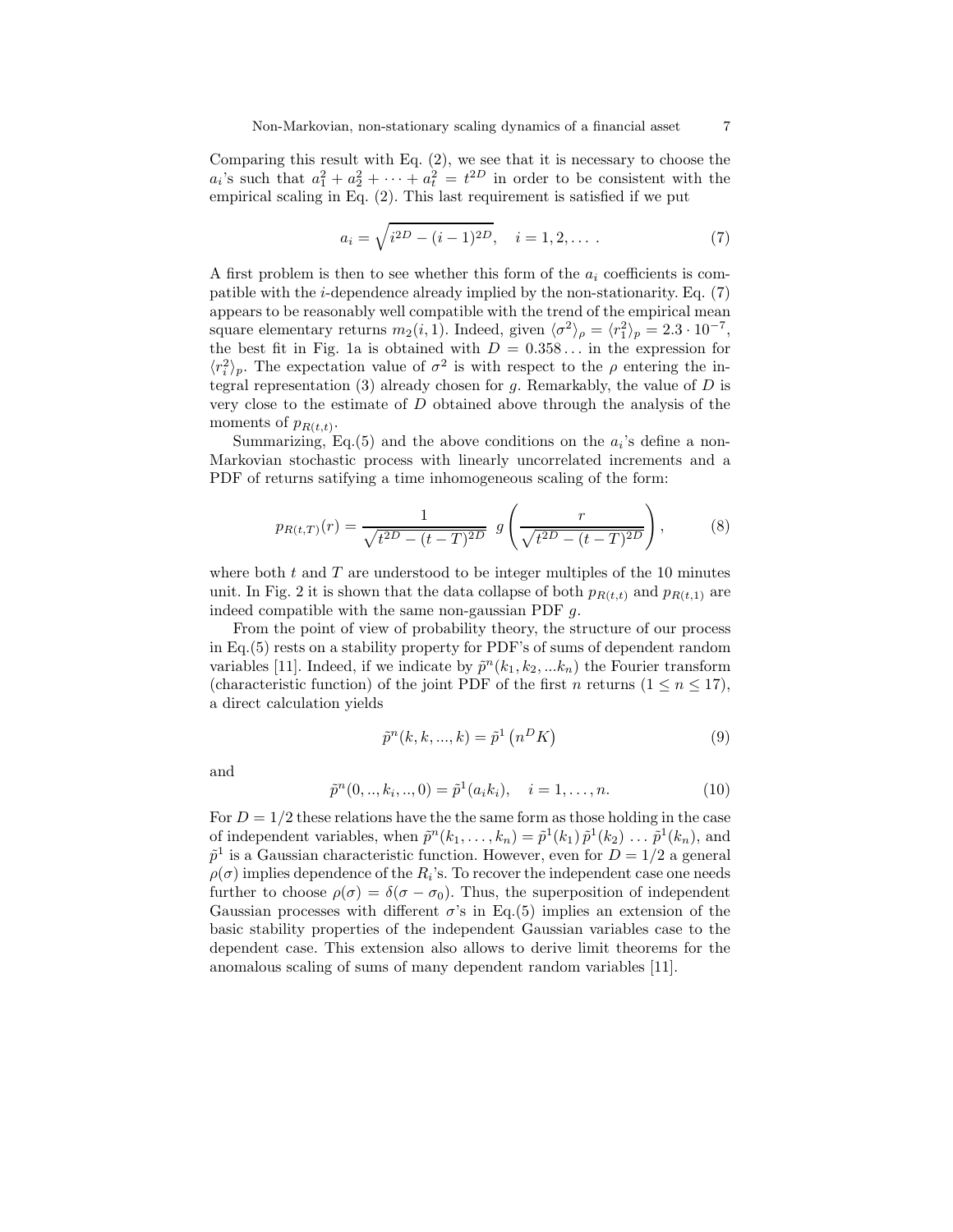Comparing this result with Eq. (2), we see that it is necessary to choose the $a_i$'s such that $a_1^2 + a_2^2 + \cdots + a_t^2 = t^{2D}$ in order to be consistent with the empirical scaling in Eq. (2). This last requirement is satisfied if we put

$$a_i = \sqrt{i^{2D} - (i-1)^{2D}}, \quad i = 1, 2, \dots . \tag{7}$$

A first problem is then to see whether this form of the $a_i$ coefficients is compatible with the $i$-dependence already implied by the non-stationarity. Eq. (7) appears to be reasonably well compatible with the trend of the empirical mean square elementary returns $m_2(i, 1)$. Indeed, given $\langle \sigma^2 \rangle_\rho = \langle r_1^2 \rangle_p = 2.3 \cdot 10^{-7}$, the best fit in Fig. 1a is obtained with $D = 0.358\ldots$ in the expression for $\langle r_i^2 \rangle_p$. The expectation value of $\sigma^2$ is with respect to the $\rho$ entering the integral representation (3) already chosen for $g$. Remarkably, the value of $D$ is very close to the estimate of $D$ obtained above through the analysis of the moments of $p_{R(t,t)}$.

Summarizing, Eq.(5) and the above conditions on the $a_i$'s define a non-Markovian stochastic process with linearly uncorrelated increments and a PDF of returns satifying a time inhomogeneous scaling of the form:

$$p_{R(t,T)}(r) = \frac{1}{\sqrt{t^{2D} - (t-T)^{2D}}} \; g\left( \frac{r}{\sqrt{t^{2D} - (t-T)^{2D}}} \right), \tag{8}$$

where both $t$ and $T$ are understood to be integer multiples of the 10 minutes unit. In Fig. 2 it is shown that the data collapse of both $p_{R(t,t)}$ and $p_{R(t,1)}$ are indeed compatible with the same non-gaussian PDF $g$.

From the point of view of probability theory, the structure of our process in Eq.(5) rests on a stability property for PDF's of sums of dependent random variables [11]. Indeed, if we indicate by $\tilde{p}^n(k_1, k_2, ...k_n)$ the Fourier transform (characteristic function) of the joint PDF of the first $n$ returns ($1 \leq n \leq 17$), a direct calculation yields

$$\tilde{p}^n(k, k, ..., k) = \tilde{p}^1\left(n^D K\right) \tag{9}$$

and

$$\tilde{p}^n(0, .., k_i, .., 0) = \tilde{p}^1(a_i k_i), \quad i = 1, \dots, n. \tag{10}$$

For $D = 1/2$ these relations have the the same form as those holding in the case of independent variables, when $\tilde{p}^n(k_1, \dots, k_n) = \tilde{p}^1(k_1)\, \tilde{p}^1(k_2) \, \dots \, \tilde{p}^1(k_n)$, and $\tilde{p}^1$ is a Gaussian characteristic function. However, even for $D = 1/2$ a general $\rho(\sigma)$ implies dependence of the $R_i$'s. To recover the independent case one needs further to choose $\rho(\sigma) = \delta(\sigma - \sigma_0)$. Thus, the superposition of independent Gaussian processes with different $\sigma$'s in Eq.(5) implies an extension of the basic stability properties of the independent Gaussian variables case to the dependent case. This extension also allows to derive limit theorems for the anomalous scaling of sums of many dependent random variables [11].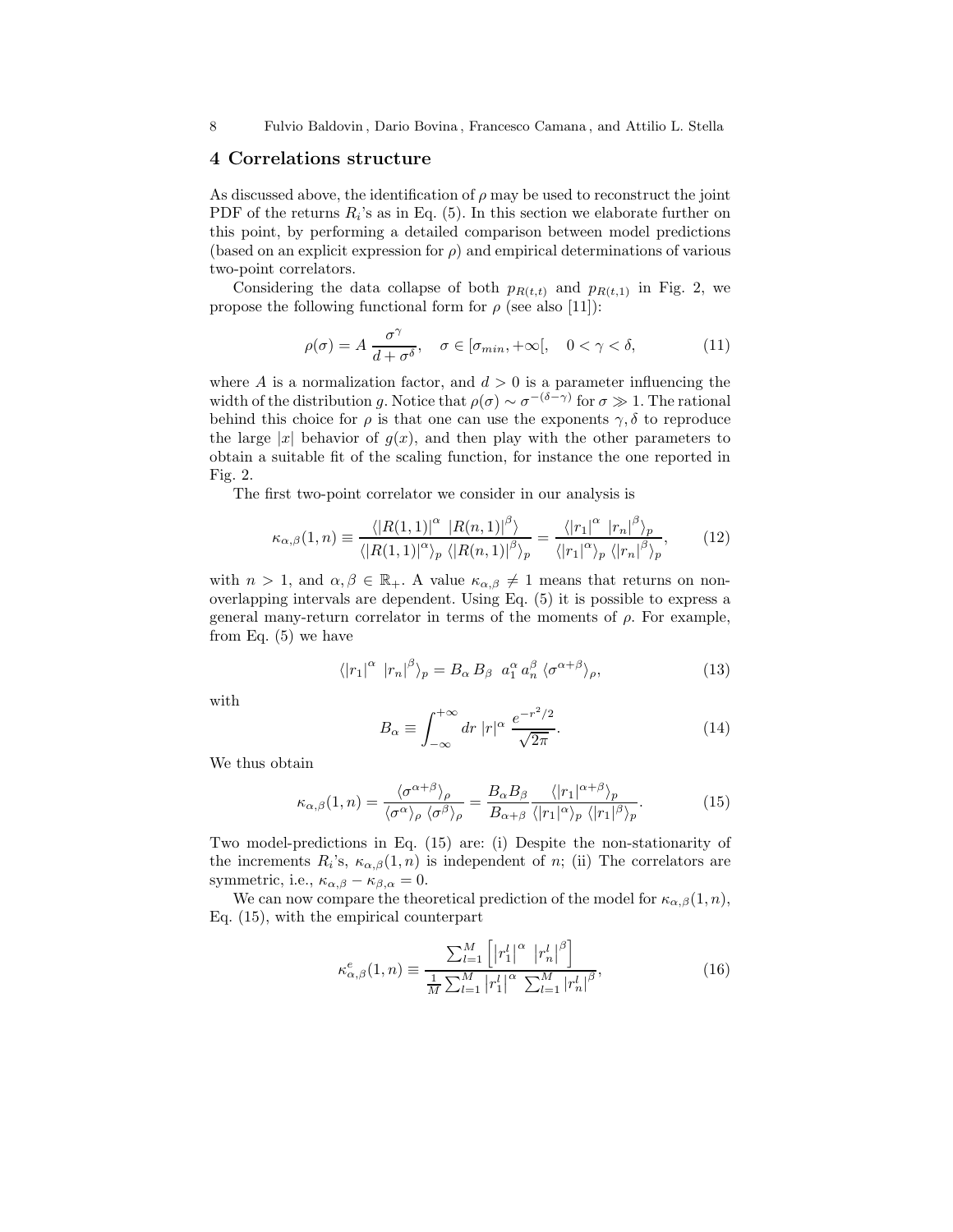## 4 Correlations structure

As discussed above, the identification of $\rho$ may be used to reconstruct the joint PDF of the returns $R_i$'s as in Eq. (5). In this section we elaborate further on this point, by performing a detailed comparison between model predictions (based on an explicit expression for $\rho$) and empirical determinations of various two-point correlators.

Considering the data collapse of both $p_{R(t,t)}$ and $p_{R(t,1)}$ in Fig. 2, we propose the following functional form for $\rho$ (see also [11]):

$$\rho(\sigma) = A\, \frac{\sigma^{\gamma}}{d + \sigma^{\delta}}, \quad \sigma \in [\sigma_{min}, +\infty[, \quad 0 < \gamma < \delta, \tag{11}$$

where $A$ is a normalization factor, and $d > 0$ is a parameter influencing the width of the distribution $g$. Notice that $\rho(\sigma) \sim \sigma^{-(\delta-\gamma)}$ for $\sigma \gg 1$. The rational behind this choice for $\rho$ is that one can use the exponents $\gamma, \delta$ to reproduce the large $|x|$ behavior of $g(x)$, and then play with the other parameters to obtain a suitable fit of the scaling function, for instance the one reported in Fig. 2.

The first two-point correlator we consider in our analysis is

$$\kappa_{\alpha,\beta}(1,n) \equiv \frac{\langle |R(1,1)|^{\alpha}\; |R(n,1)|^{\beta} \rangle}{\langle |R(1,1)|^{\alpha} \rangle_p \; \langle |R(n,1)|^{\beta} \rangle_p} = \frac{\langle |r_1|^{\alpha}\; |r_n|^{\beta} \rangle_p}{\langle |r_1|^{\alpha} \rangle_p \; \langle |r_n|^{\beta} \rangle_p}, \tag{12}$$

with $n > 1$, and $\alpha, \beta \in \mathbb{R}_+$. A value $\kappa_{\alpha,\beta} \neq 1$ means that returns on non-overlapping intervals are dependent. Using Eq. (5) it is possible to express a general many-return correlator in terms of the moments of $\rho$. For example, from Eq. (5) we have

$$\langle |r_1|^{\alpha}\; |r_n|^{\beta} \rangle_p = B_{\alpha}\, B_{\beta}\;\; a_1^{\alpha}\, a_n^{\beta}\, \langle \sigma^{\alpha+\beta} \rangle_{\rho}, \tag{13}$$

with

$$B_{\alpha} \equiv \int_{-\infty}^{+\infty} dr\; |r|^{\alpha}\; \frac{e^{-r^2/2}}{\sqrt{2\pi}}. \tag{14}$$

We thus obtain

$$\kappa_{\alpha,\beta}(1,n) = \frac{\langle \sigma^{\alpha+\beta} \rangle_{\rho}}{\langle \sigma^{\alpha} \rangle_{\rho}\; \langle \sigma^{\beta} \rangle_{\rho}} = \frac{B_{\alpha} B_{\beta}}{B_{\alpha+\beta}} \frac{\langle |r_1|^{\alpha+\beta} \rangle_p}{\langle |r_1|^{\alpha} \rangle_p\; \langle |r_1|^{\beta} \rangle_p}. \tag{15}$$

Two model-predictions in Eq. (15) are: (i) Despite the non-stationarity of the increments $R_i$'s, $\kappa_{\alpha,\beta}(1,n)$ is independent of $n$; (ii) The correlators are symmetric, i.e., $\kappa_{\alpha,\beta} - \kappa_{\beta,\alpha} = 0$.

We can now compare the theoretical prediction of the model for $\kappa_{\alpha,\beta}(1,n)$, Eq. (15), with the empirical counterpart

$$\kappa^{e}_{\alpha,\beta}(1,n) \equiv \frac{\sum_{l=1}^{M} \left[ \left| r_1^l \right|^{\alpha}\; \left| r_n^l \right|^{\beta} \right]}{\frac{1}{M} \sum_{l=1}^{M} \left| r_1^l \right|^{\alpha}\; \sum_{l=1}^{M} \left| r_n^l \right|^{\beta}}, \tag{16}$$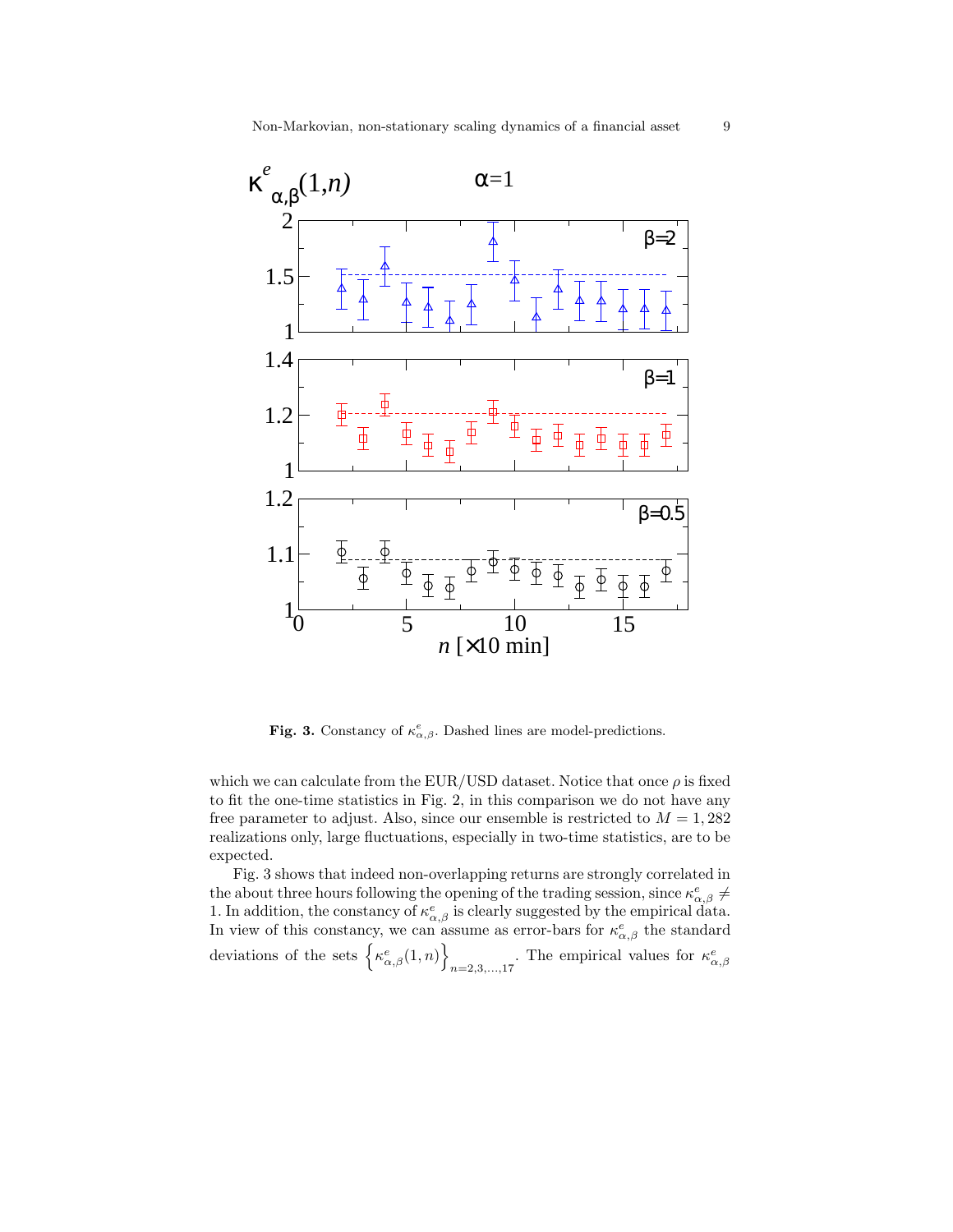**Fig. 3.** Constancy of $\kappa^e_{\alpha,\beta}$. Dashed lines are model-predictions.

which we can calculate from the EUR/USD dataset. Notice that once $\rho$ is fixed to fit the one-time statistics in Fig. 2, in this comparison we do not have any free parameter to adjust. Also, since our ensemble is restricted to $M = 1,282$ realizations only, large fluctuations, especially in two-time statistics, are to be expected.

Fig. 3 shows that indeed non-overlapping returns are strongly correlated in the about three hours following the opening of the trading session, since $\kappa^e_{\alpha,\beta} \neq 1$. In addition, the constancy of $\kappa^e_{\alpha,\beta}$ is clearly suggested by the empirical data. In view of this constancy, we can assume as error-bars for $\kappa^e_{\alpha,\beta}$ the standard deviations of the sets $\left\{\kappa^e_{\alpha,\beta}(1,n)\right\}_{n=2,3,\ldots,17}$. The empirical values for $\kappa^e_{\alpha,\beta}$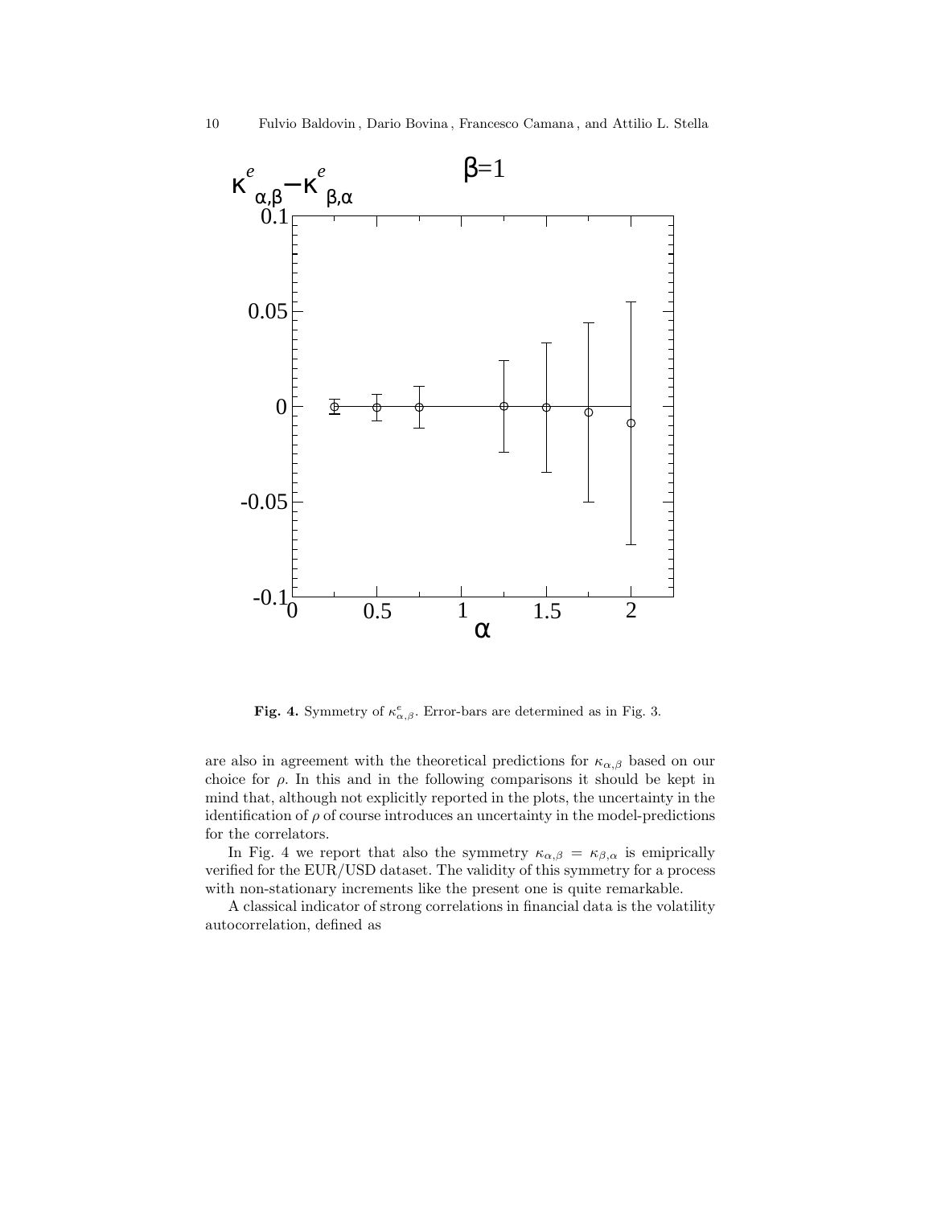**Fig. 4.** Symmetry of $\kappa^e_{\alpha,\beta}$. Error-bars are determined as in Fig. 3.

are also in agreement with the theoretical predictions for $\kappa_{\alpha,\beta}$ based on our choice for $\rho$. In this and in the following comparisons it should be kept in mind that, although not explicitly reported in the plots, the uncertainty in the identification of $\rho$ of course introduces an uncertainty in the model-predictions for the correlators.

In Fig. 4 we report that also the symmetry $\kappa_{\alpha,\beta} = \kappa_{\beta,\alpha}$ is emiprically verified for the EUR/USD dataset. The validity of this symmetry for a process with non-stationary increments like the present one is quite remarkable.

A classical indicator of strong correlations in financial data is the volatility autocorrelation, defined as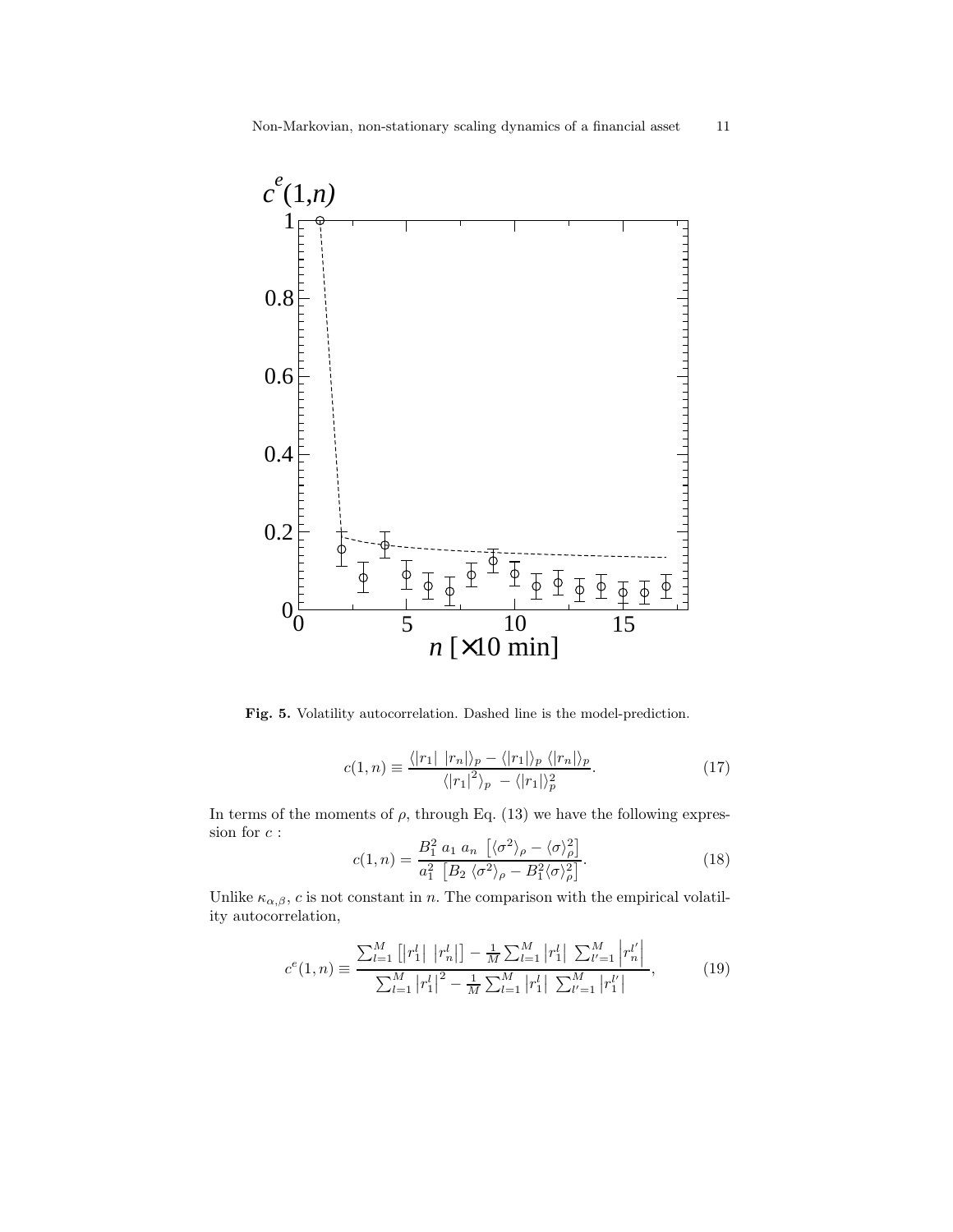**Fig. 5.** Volatility autocorrelation. Dashed line is the model-prediction.

$$c(1,n) \equiv \frac{\langle |r_1| \ |r_n| \rangle_p - \langle |r_1| \rangle_p \ \langle |r_n| \rangle_p}{\langle |r_1|^2 \rangle_p \ - \langle |r_1| \rangle_p^2}. \tag{17}$$

In terms of the moments of $\rho$, through Eq. (13) we have the following expression for $c$ :

$$c(1,n) = \frac{B_1^2 \ a_1 \ a_n \ \left[ \langle \sigma^2 \rangle_\rho - \langle \sigma \rangle_\rho^2 \right]}{a_1^2 \ \left[ B_2 \ \langle \sigma^2 \rangle_\rho - B_1^2 \langle \sigma \rangle_\rho^2 \right]}. \tag{18}$$

Unlike $\kappa_{\alpha,\beta}$, $c$ is not constant in $n$. The comparison with the empirical volatility autocorrelation,

$$c^e(1,n) \equiv \frac{\sum_{l=1}^{M} \left[ \left| r_1^l \right| \ \left| r_n^l \right| \right] - \frac{1}{M} \sum_{l=1}^{M} \left| r_1^l \right| \ \sum_{l'=1}^{M} \left| r_n^{l'} \right|}{\sum_{l=1}^{M} \left| r_1^l \right|^2 - \frac{1}{M} \sum_{l=1}^{M} \left| r_1^l \right| \ \sum_{l'=1}^{M} \left| r_1^{l'} \right|}, \tag{19}$$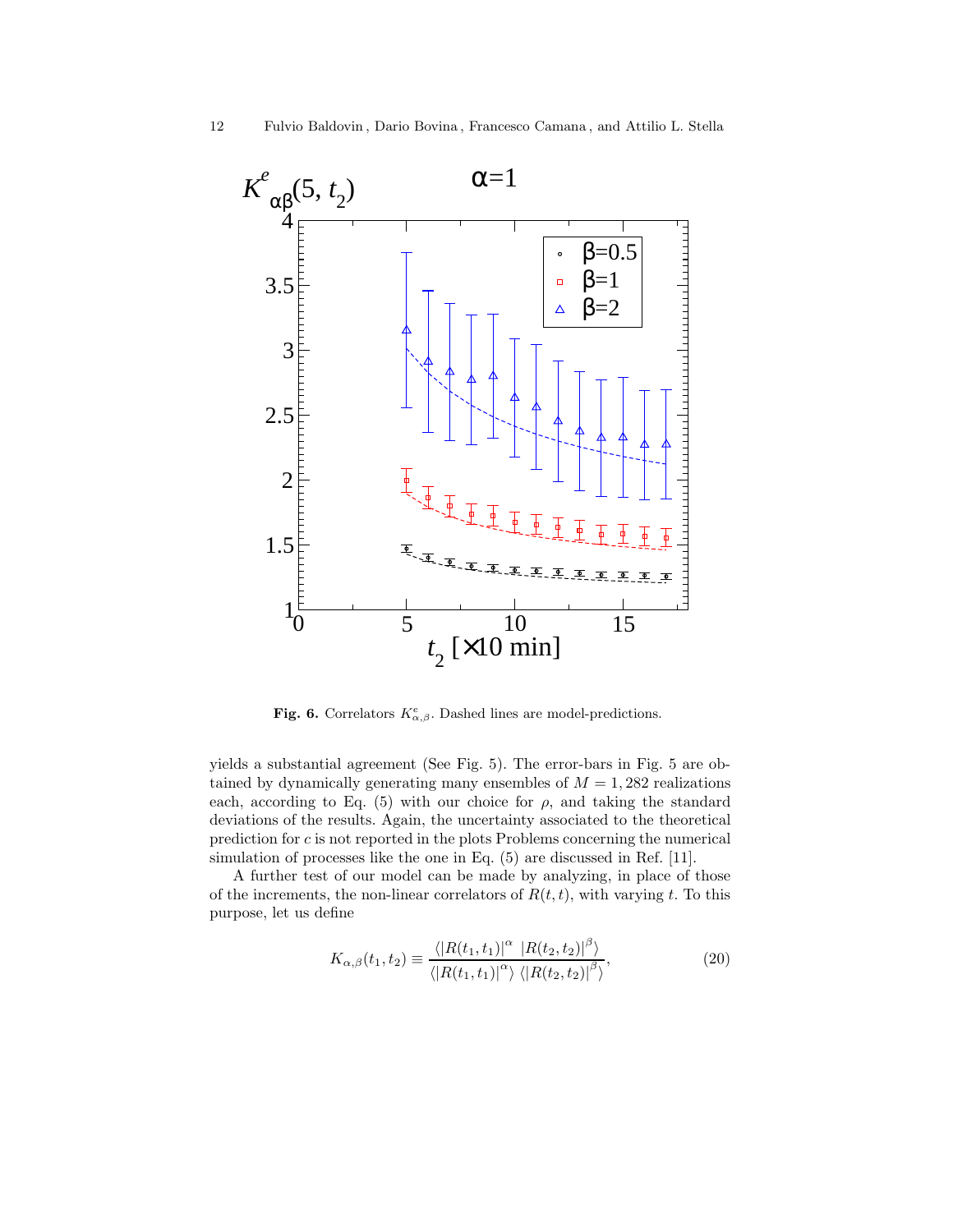**Fig. 6.** Correlators $K^e_{\alpha,\beta}$. Dashed lines are model-predictions.

yields a substantial agreement (See Fig. 5). The error-bars in Fig. 5 are obtained by dynamically generating many ensembles of $M = 1,282$ realizations each, according to Eq. (5) with our choice for $\rho$, and taking the standard deviations of the results. Again, the uncertainty associated to the theoretical prediction for $c$ is not reported in the plots Problems concerning the numerical simulation of processes like the one in Eq. (5) are discussed in Ref. [11].

A further test of our model can be made by analyzing, in place of those of the increments, the non-linear correlators of $R(t,t)$, with varying $t$. To this purpose, let us define

$$K_{\alpha,\beta}(t_1,t_2) \equiv \frac{\langle |R(t_1,t_1)|^{\alpha} \; |R(t_2,t_2)|^{\beta} \rangle}{\langle |R(t_1,t_1)|^{\alpha} \rangle \; \langle |R(t_2,t_2)|^{\beta} \rangle}, \tag{20}$$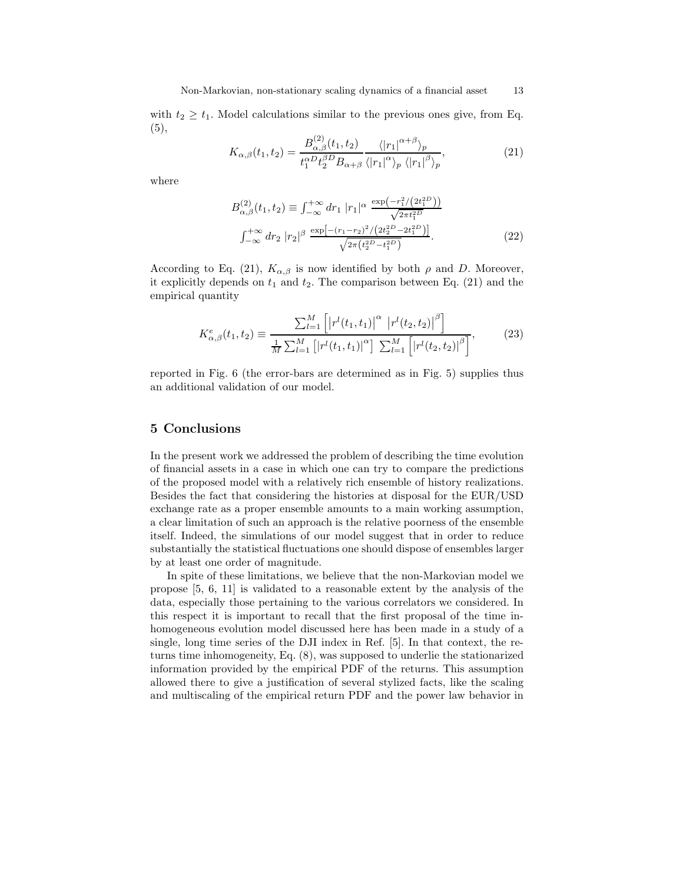with $t_2 \geq t_1$. Model calculations similar to the previous ones give, from Eq. (5),

$$K_{\alpha,\beta}(t_1,t_2) = \frac{B^{(2)}_{\alpha,\beta}(t_1,t_2)}{t_1^{\alpha D} t_2^{\beta D} B_{\alpha+\beta}} \frac{\langle |r_1|^{\alpha+\beta}\rangle_p}{\langle |r_1|^{\alpha}\rangle_p \, \langle |r_1|^{\beta}\rangle_p}, \tag{21}$$

where

$$\begin{aligned} B^{(2)}_{\alpha,\beta}(t_1,t_2) \equiv & \int_{-\infty}^{+\infty} dr_1 \; |r_1|^{\alpha} \; \frac{\exp\left(-r_1^2/\left(2t_1^{2D}\right)\right)}{\sqrt{2\pi t_1^{2D}}} \\ & \int_{-\infty}^{+\infty} dr_2 \; |r_2|^{\beta} \; \frac{\exp\left[-(r_1-r_2)^2/\left(2t_2^{2D}-2t_1^{2D}\right)\right]}{\sqrt{2\pi\left(t_2^{2D}-t_1^{2D}\right)}}. \end{aligned} \tag{22}$$

According to Eq. (21), $K_{\alpha,\beta}$ is now identified by both $\rho$ and $D$. Moreover, it explicitly depends on $t_1$ and $t_2$. The comparison between Eq. (21) and the empirical quantity

$$K^e_{\alpha,\beta}(t_1,t_2) \equiv \frac{\sum_{l=1}^{M}\left[\left|r^l(t_1,t_1)\right|^{\alpha} \; \left|r^l(t_2,t_2)\right|^{\beta}\right]}{\frac{1}{M}\sum_{l=1}^{M}\left[\left|r^l(t_1,t_1)\right|^{\alpha}\right] \; \sum_{l=1}^{M}\left[\left|r^l(t_2,t_2)\right|^{\beta}\right]}, \tag{23}$$

reported in Fig. 6 (the error-bars are determined as in Fig. 5) supplies thus an additional validation of our model.

## 5 Conclusions

In the present work we addressed the problem of describing the time evolution of financial assets in a case in which one can try to compare the predictions of the proposed model with a relatively rich ensemble of history realizations. Besides the fact that considering the histories at disposal for the EUR/USD exchange rate as a proper ensemble amounts to a main working assumption, a clear limitation of such an approach is the relative poorness of the ensemble itself. Indeed, the simulations of our model suggest that in order to reduce substantially the statistical fluctuations one should dispose of ensembles larger by at least one order of magnitude.

In spite of these limitations, we believe that the non-Markovian model we propose [5, 6, 11] is validated to a reasonable extent by the analysis of the data, especially those pertaining to the various correlators we considered. In this respect it is important to recall that the first proposal of the time inhomogeneous evolution model discussed here has been made in a study of a single, long time series of the DJI index in Ref. [5]. In that context, the returns time inhomogeneity, Eq. (8), was supposed to underlie the stationarized information provided by the empirical PDF of the returns. This assumption allowed there to give a justification of several stylized facts, like the scaling and multiscaling of the empirical return PDF and the power law behavior in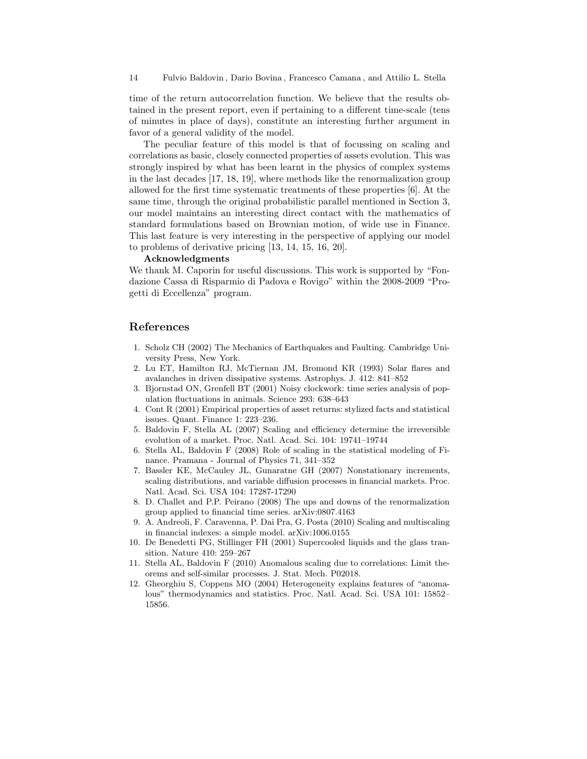time of the return autocorrelation function. We believe that the results obtained in the present report, even if pertaining to a different time-scale (tens of minutes in place of days), constitute an interesting further argument in favor of a general validity of the model.

The peculiar feature of this model is that of focussing on scaling and correlations as basic, closely connected properties of assets evolution. This was strongly inspired by what has been learnt in the physics of complex systems in the last decades [17, 18, 19], where methods like the renormalization group allowed for the first time systematic treatments of these properties [6]. At the same time, through the original probabilistic parallel mentioned in Section 3, our model maintains an interesting direct contact with the mathematics of standard formulations based on Brownian motion, of wide use in Finance. This last feature is very interesting in the perspective of applying our model to problems of derivative pricing [13, 14, 15, 16, 20].

**Acknowledgments**

We thank M. Caporin for useful discussions. This work is supported by "Fondazione Cassa di Risparmio di Padova e Rovigo" within the 2008-2009 "Progetti di Eccellenza" program.

## References

1. Scholz CH (2002) The Mechanics of Earthquakes and Faulting. Cambridge University Press, New York.
2. Lu ET, Hamilton RJ, McTiernan JM, Bromond KR (1993) Solar flares and avalanches in driven dissipative systems. Astrophys. J. 412: 841–852
3. Bjornstad ON, Grenfell BT (2001) Noisy clockwork: time series analysis of population fluctuations in animals. Science 293: 638–643
4. Cont R (2001) Empirical properties of asset returns: stylized facts and statistical issues. Quant. Finance 1: 223–236.
5. Baldovin F, Stella AL (2007) Scaling and efficiency determine the irreversible evolution of a market. Proc. Natl. Acad. Sci. 104: 19741–19744
6. Stella AL, Baldovin F (2008) Role of scaling in the statistical modeling of Finance. Pramana - Journal of Physics 71, 341–352
7. Bassler KE, McCauley JL, Gunaratne GH (2007) Nonstationary increments, scaling distributions, and variable diffusion processes in financial markets. Proc. Natl. Acad. Sci. USA 104: 17287-17290
8. D. Challet and P.P. Peirano (2008) The ups and downs of the renormalization group applied to financial time series. arXiv:0807.4163
9. A. Andreoli, F. Caravenna, P. Dai Pra, G. Posta (2010) Scaling and multiscaling in financial indexes: a simple model. arXiv:1006.0155
10. De Benedetti PG, Stillinger FH (2001) Supercooled liquids and the glass transition. Nature 410: 259–267
11. Stella AL, Baldovin F (2010) Anomalous scaling due to correlations: Limit theorems and self-similar processes. J. Stat. Mech. P02018.
12. Gheorghiu S, Coppens MO (2004) Heterogeneity explains features of "anomalous" thermodynamics and statistics. Proc. Natl. Acad. Sci. USA 101: 15852–15856.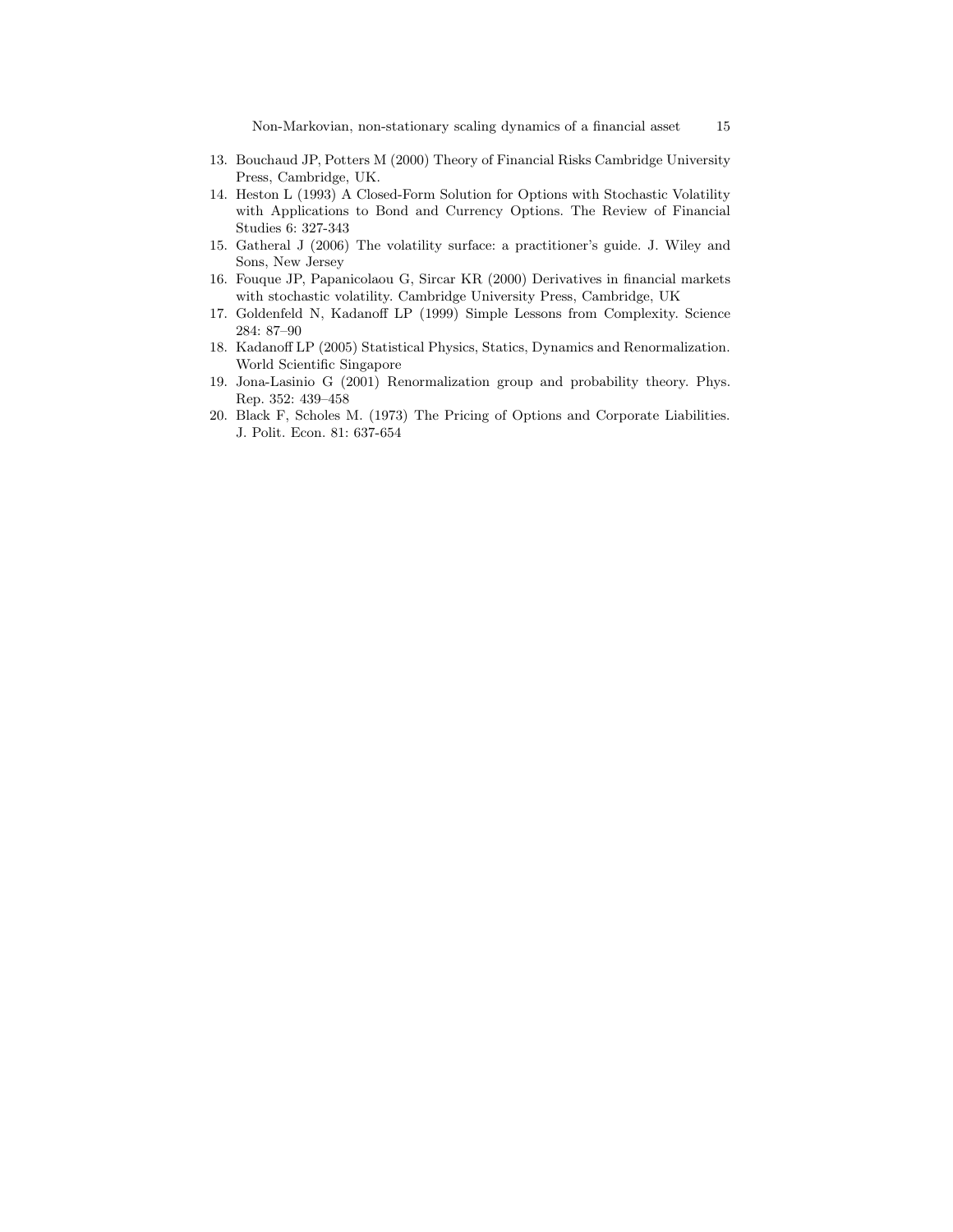13. Bouchaud JP, Potters M (2000) Theory of Financial Risks Cambridge University Press, Cambridge, UK.
14. Heston L (1993) A Closed-Form Solution for Options with Stochastic Volatility with Applications to Bond and Currency Options. The Review of Financial Studies 6: 327-343
15. Gatheral J (2006) The volatility surface: a practitioner's guide. J. Wiley and Sons, New Jersey
16. Fouque JP, Papanicolaou G, Sircar KR (2000) Derivatives in financial markets with stochastic volatility. Cambridge University Press, Cambridge, UK
17. Goldenfeld N, Kadanoff LP (1999) Simple Lessons from Complexity. Science 284: 87–90
18. Kadanoff LP (2005) Statistical Physics, Statics, Dynamics and Renormalization. World Scientific Singapore
19. Jona-Lasinio G (2001) Renormalization group and probability theory. Phys. Rep. 352: 439–458
20. Black F, Scholes M. (1973) The Pricing of Options and Corporate Liabilities. J. Polit. Econ. 81: 637-654